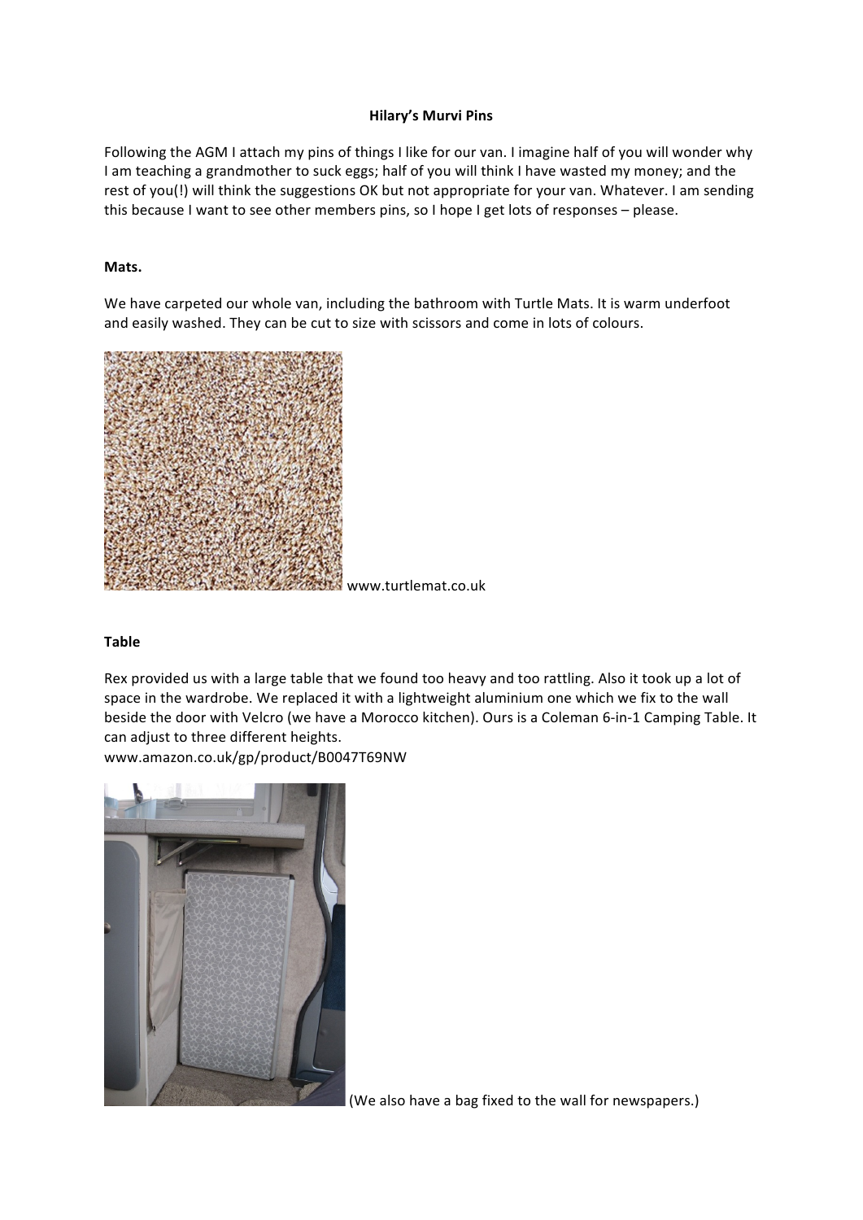**Hilary's Murvi Pins**

Following the AGM I attach my pins of things I like for our van. I imagine half of you will wonder why I am teaching a grandmother to suck eggs; half of you will think I have wasted my money; and the rest of you(!) will think the suggestions OK but not appropriate for your van. Whatever. I am sending this because I want to see other members pins, so I hope I get lots of responses – please.

**Mats.**

We have carpeted our whole van, including the bathroom with Turtle Mats. It is warm underfoot and easily washed. They can be cut to size with scissors and come in lots of colours.

www.turtlemat.co.uk

**Table**

Rex provided us with a large table that we found too heavy and too rattling. Also it took up a lot of space in the wardrobe. We replaced it with a lightweight aluminium one which we fix to the wall beside the door with Velcro (we have a Morocco kitchen). Ours is a Coleman 6-in-1 Camping Table. It can adjust to three different heights.
www.amazon.co.uk/gp/product/B0047T69NW

(We also have a bag fixed to the wall for newspapers.)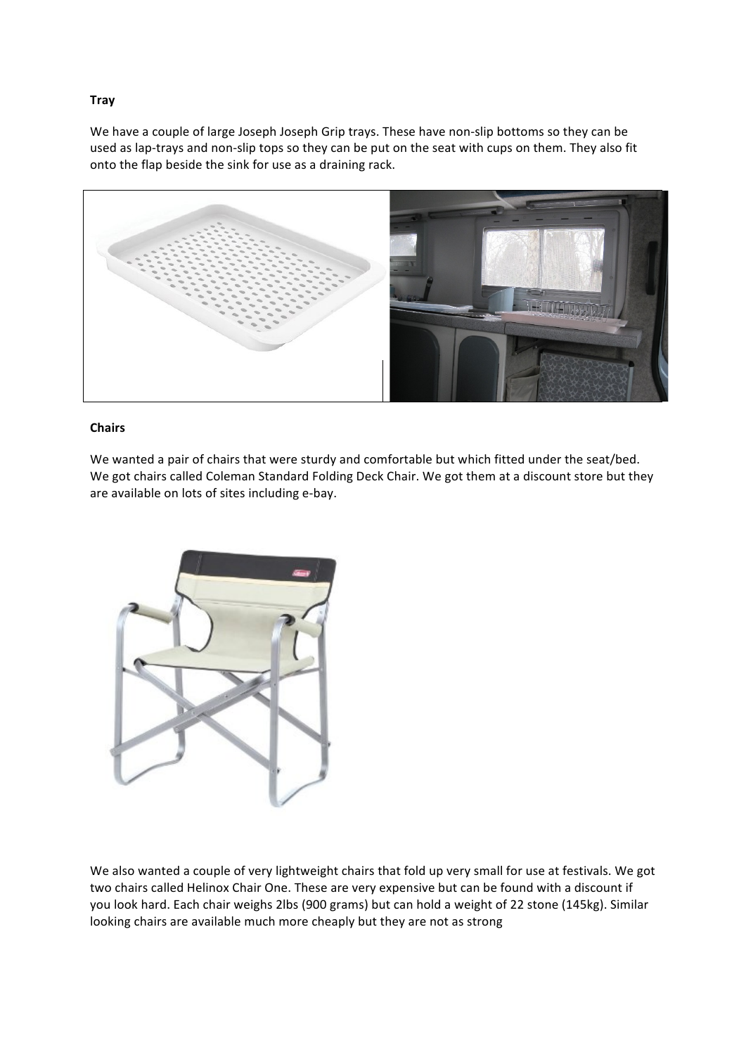**Tray**

We have a couple of large Joseph Joseph Grip trays. These have non-slip bottoms so they can be used as lap-trays and non-slip tops so they can be put on the seat with cups on them. They also fit onto the flap beside the sink for use as a draining rack.

**Chairs**

We wanted a pair of chairs that were sturdy and comfortable but which fitted under the seat/bed. We got chairs called Coleman Standard Folding Deck Chair. We got them at a discount store but they are available on lots of sites including e-bay.

We also wanted a couple of very lightweight chairs that fold up very small for use at festivals. We got two chairs called Helinox Chair One. These are very expensive but can be found with a discount if you look hard. Each chair weighs 2lbs (900 grams) but can hold a weight of 22 stone (145kg). Similar looking chairs are available much more cheaply but they are not as strong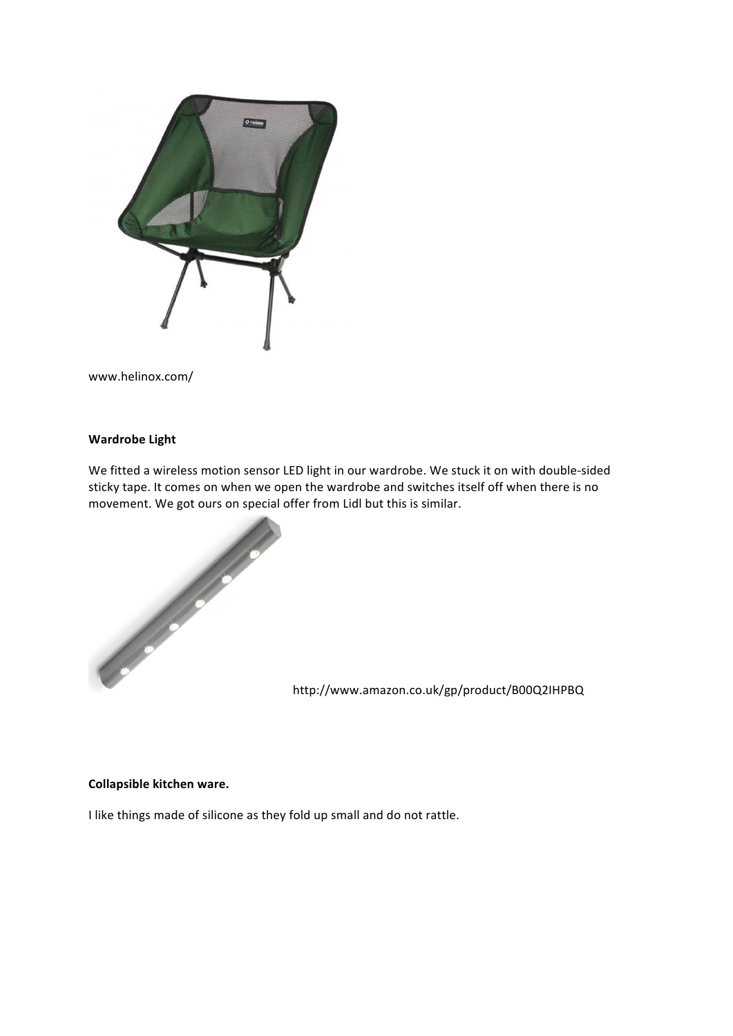www.helinox.com/

**Wardrobe Light**

We fitted a wireless motion sensor LED light in our wardrobe. We stuck it on with double-sided sticky tape. It comes on when we open the wardrobe and switches itself off when there is no movement. We got ours on special offer from Lidl but this is similar.

http://www.amazon.co.uk/gp/product/B00Q2IHPBQ

**Collapsible kitchen ware.**

I like things made of silicone as they fold up small and do not rattle.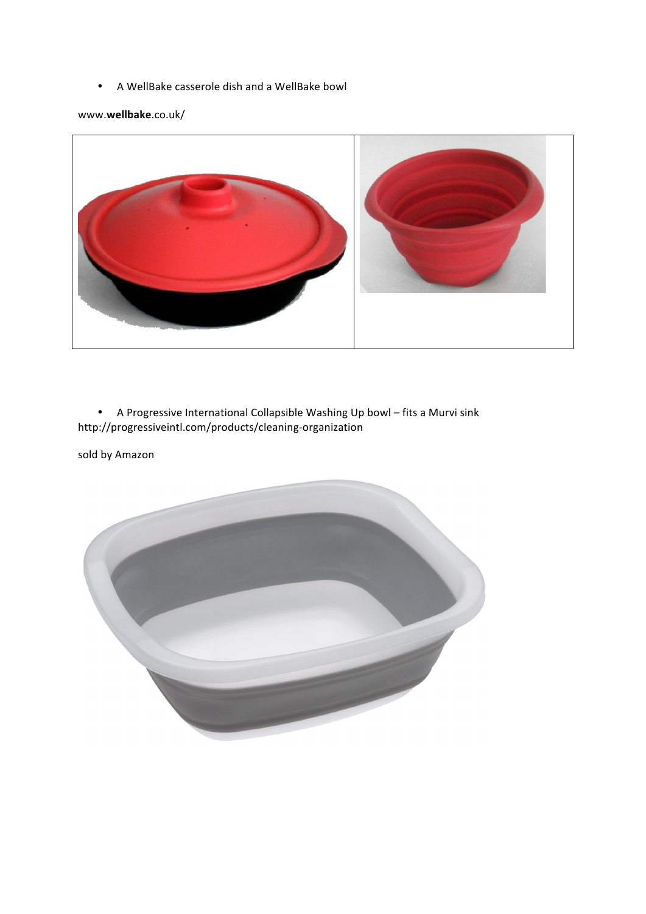- A WellBake casserole dish and a WellBake bowl

www.**wellbake**.co.uk/

- A Progressive International Collapsible Washing Up bowl – fits a Murvi sink

http://progressiveintl.com/products/cleaning-organization

sold by Amazon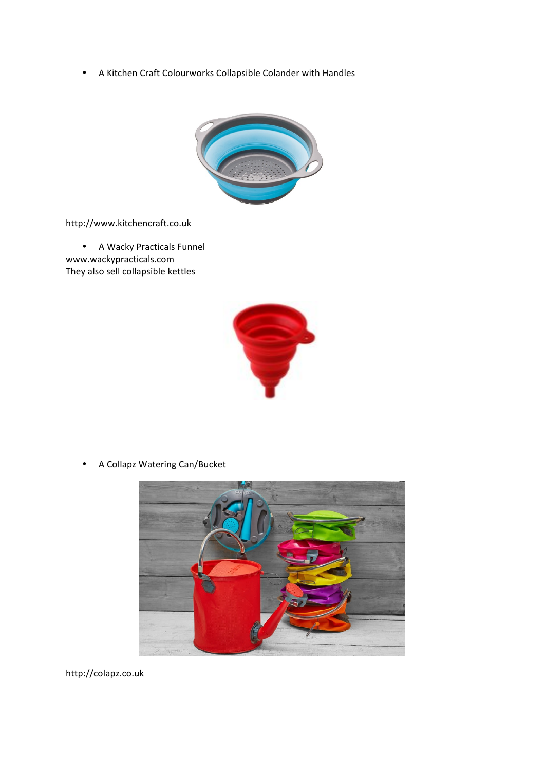- A Kitchen Craft Colourworks Collapsible Colander with Handles

http://www.kitchencraft.co.uk

- A Wacky Practicals Funnel

www.wackypracticals.com
They also sell collapsible kettles

- A Collapz Watering Can/Bucket

http://colapz.co.uk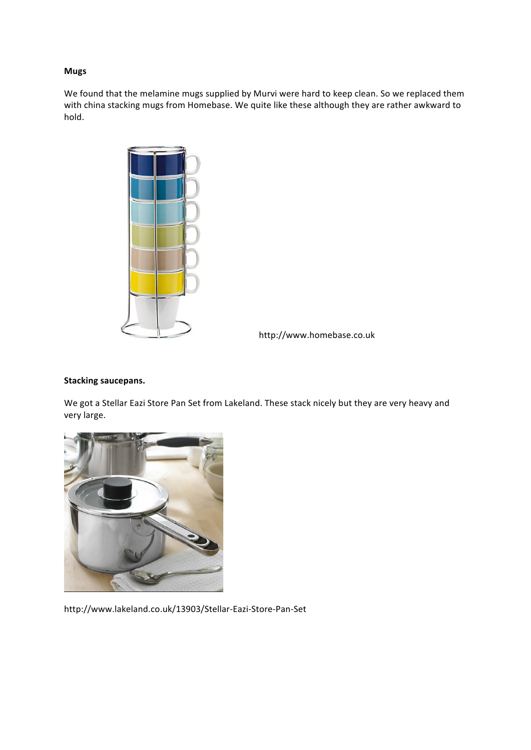**Mugs**

We found that the melamine mugs supplied by Murvi were hard to keep clean. So we replaced them with china stacking mugs from Homebase. We quite like these although they are rather awkward to hold.

http://www.homebase.co.uk

**Stacking saucepans.**

We got a Stellar Eazi Store Pan Set from Lakeland. These stack nicely but they are very heavy and very large.

http://www.lakeland.co.uk/13903/Stellar-Eazi-Store-Pan-Set